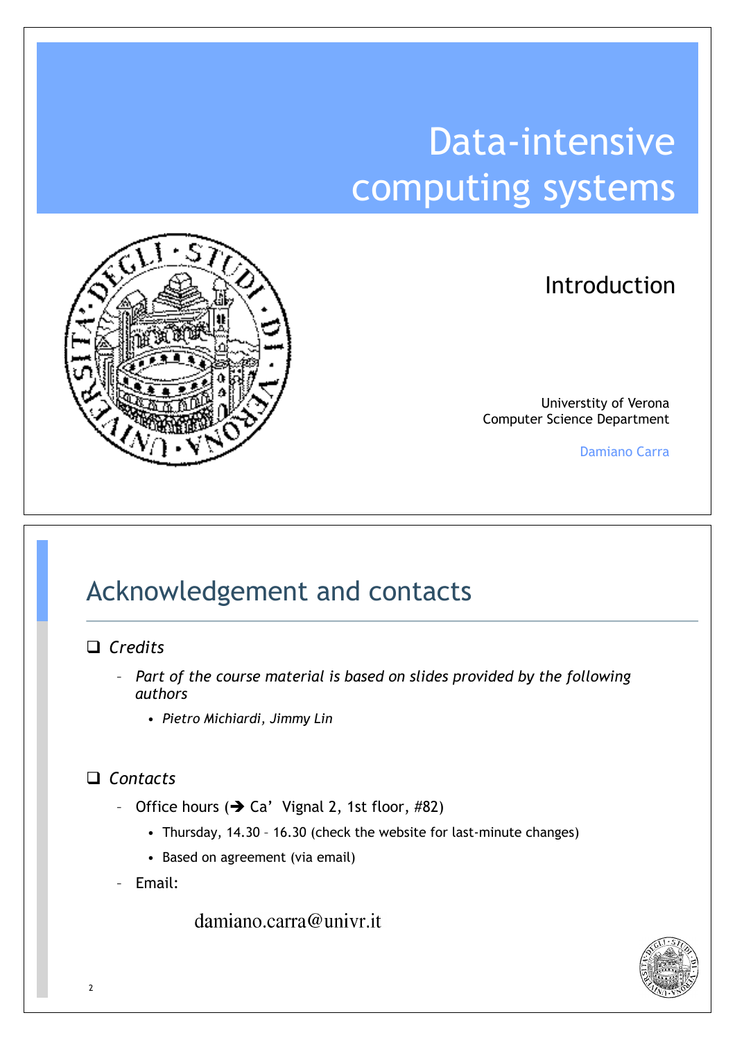# Data-intensive computing systems

## Introduction

Universtity of Verona
Computer Science Department

Damiano Carra

---

## Acknowledgement and contacts

- *Credits*
  - *Part of the course material is based on slides provided by the following authors*
    - *Pietro Michiardi, Jimmy Lin*

- *Contacts*
  - Office hours (➔ Ca' Vignal 2, 1st floor, #82)
    - Thursday, 14.30 – 16.30 (check the website for last-minute changes)
    - Based on agreement (via email)
  - Email:

damiano.carra@univr.it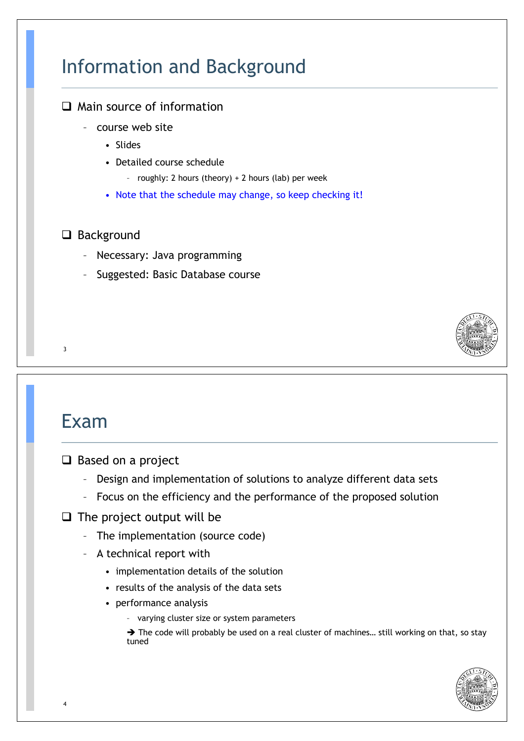# Information and Background

- Main source of information
  - course web site
    - Slides
    - Detailed course schedule
      - roughly: 2 hours (theory) + 2 hours (lab) per week
    - Note that the schedule may change, so keep checking it!

- Background
  - Necessary: Java programming
  - Suggested: Basic Database course

# Exam

- Based on a project
  - Design and implementation of solutions to analyze different data sets
  - Focus on the efficiency and the performance of the proposed solution
- The project output will be
  - The implementation (source code)
  - A technical report with
    - implementation details of the solution
    - results of the analysis of the data sets
    - performance analysis
      - varying cluster size or system parameters

      ➔ The code will probably be used on a real cluster of machines… still working on that, so stay tuned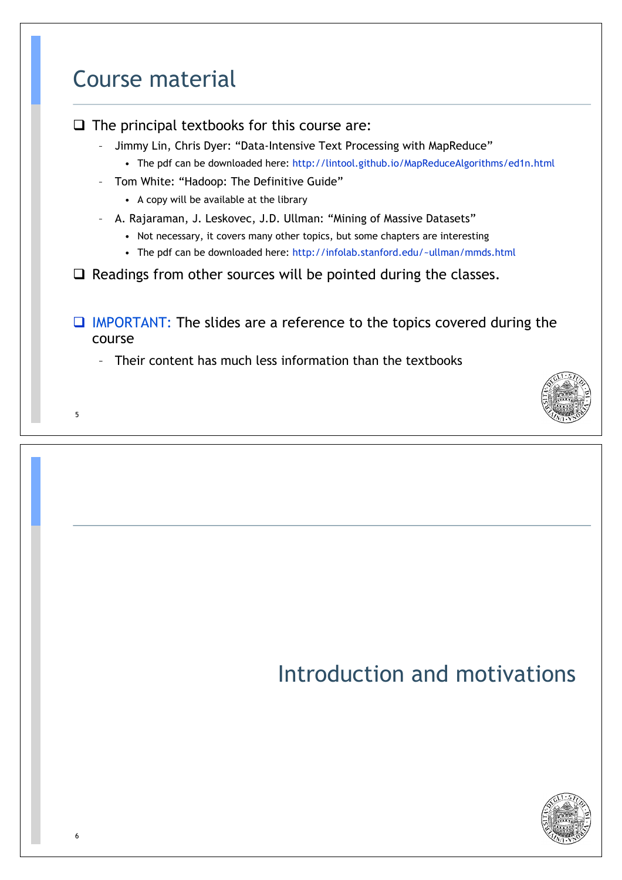## Course material

- The principal textbooks for this course are:
  - Jimmy Lin, Chris Dyer: "Data-Intensive Text Processing with MapReduce"
    - The pdf can be downloaded here: http://lintool.github.io/MapReduceAlgorithms/ed1n.html
  - Tom White: "Hadoop: The Definitive Guide"
    - A copy will be available at the library
  - A. Rajaraman, J. Leskovec, J.D. Ullman: "Mining of Massive Datasets"
    - Not necessary, it covers many other topics, but some chapters are interesting
    - The pdf can be downloaded here: http://infolab.stanford.edu/~ullman/mmds.html
- Readings from other sources will be pointed during the classes.

- IMPORTANT: The slides are a reference to the topics covered during the course
  - Their content has much less information than the textbooks

## Introduction and motivations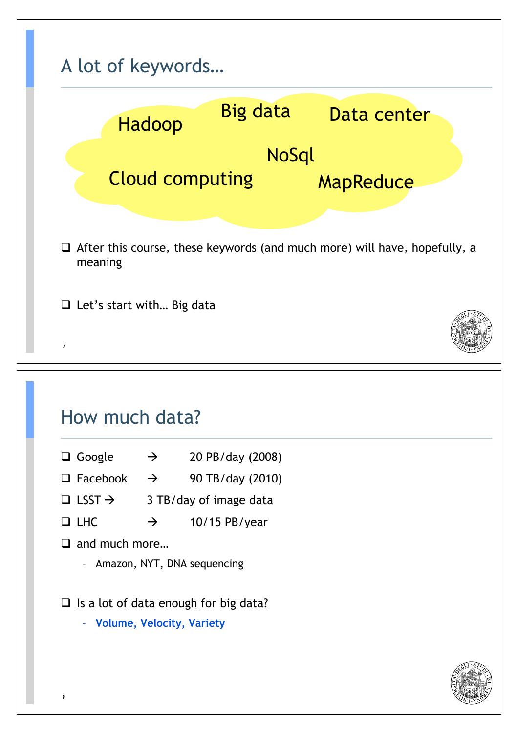## A lot of keywords…

Hadoop

Big data

Data center

NoSql

Cloud computing

MapReduce

- After this course, these keywords (and much more) will have, hopefully, a meaning
- Let's start with… Big data

## How much data?

- Google → 20 PB/day (2008)
- Facebook → 90 TB/day (2010)
- LSST → 3 TB/day of image data
- LHC → 10/15 PB/year
- and much more…
  - Amazon, NYT, DNA sequencing
- Is a lot of data enough for big data?
  - **Volume, Velocity, Variety**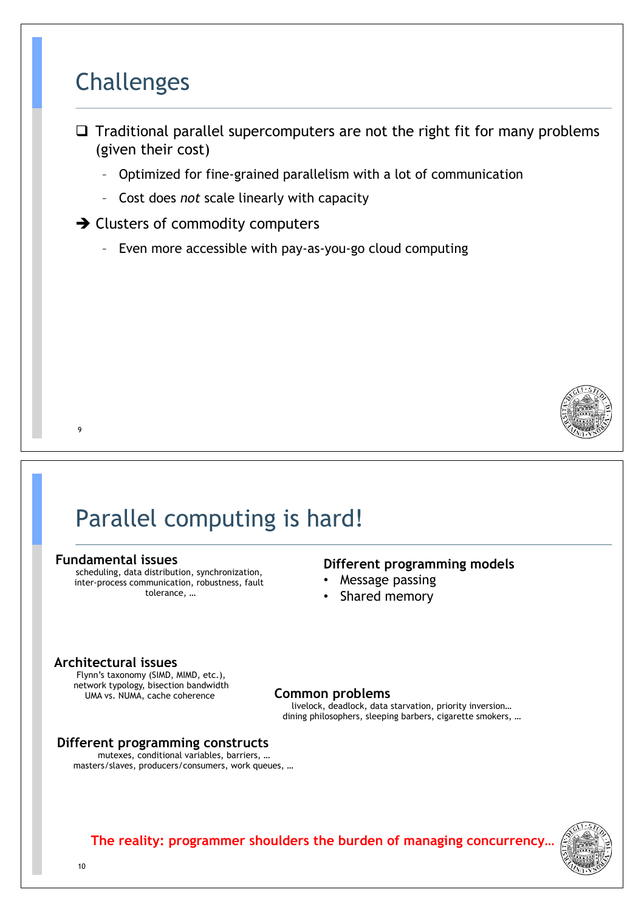## Challenges

- Traditional parallel supercomputers are not the right fit for many problems (given their cost)
  - Optimized for fine-grained parallelism with a lot of communication
  - Cost does *not* scale linearly with capacity
- ➔ Clusters of commodity computers
  - Even more accessible with pay-as-you-go cloud computing

## Parallel computing is hard!

**Fundamental issues**

scheduling, data distribution, synchronization, inter-process communication, robustness, fault tolerance, …

**Different programming models**

- Message passing
- Shared memory

**Architectural issues**

Flynn's taxonomy (SIMD, MIMD, etc.), network typology, bisection bandwidth UMA vs. NUMA, cache coherence

**Common problems**

livelock, deadlock, data starvation, priority inversion… dining philosophers, sleeping barbers, cigarette smokers, …

**Different programming constructs**

mutexes, conditional variables, barriers, … masters/slaves, producers/consumers, work queues, …

**The reality: programmer shoulders the burden of managing concurrency…**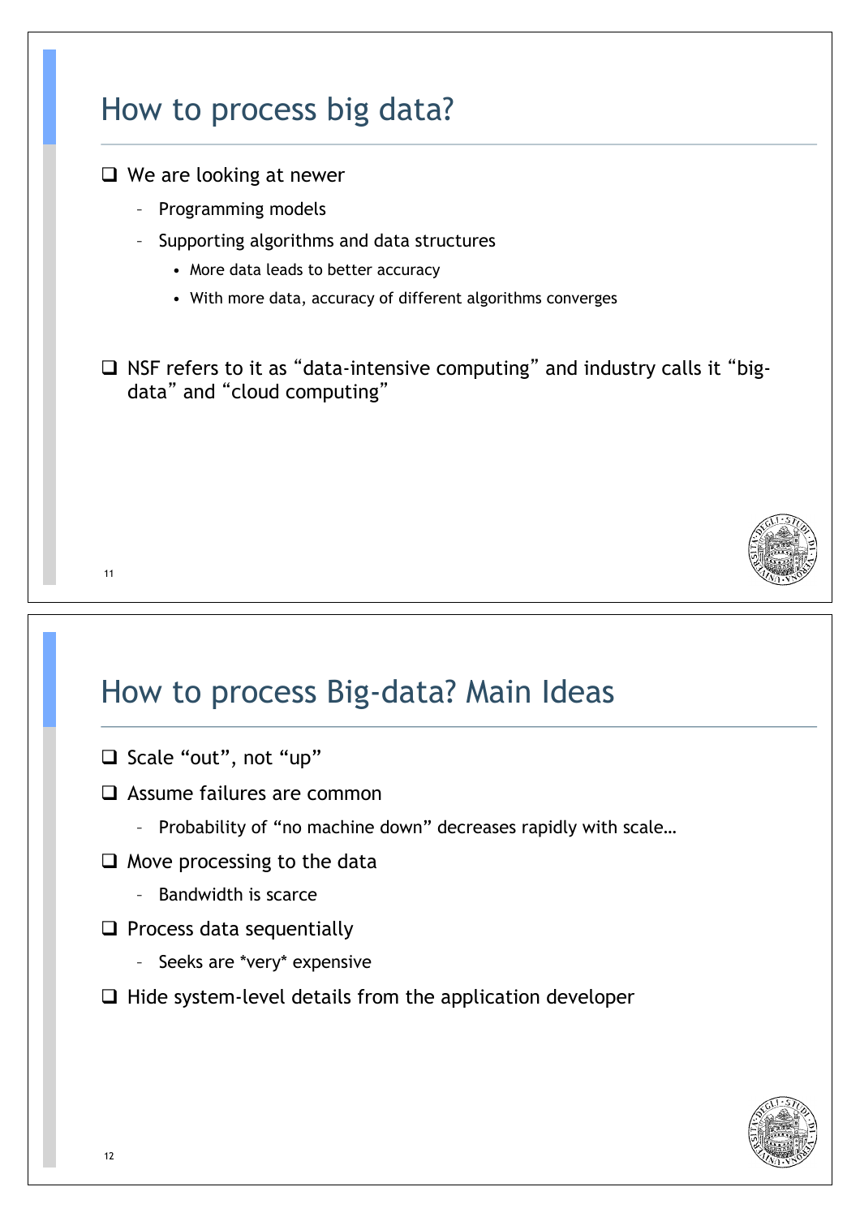## How to process big data?

- We are looking at newer
  - Programming models
  - Supporting algorithms and data structures
    - More data leads to better accuracy
    - With more data, accuracy of different algorithms converges
- NSF refers to it as “data-intensive computing” and industry calls it “big-data” and “cloud computing”

## How to process Big-data? Main Ideas

- Scale “out”, not “up”
- Assume failures are common
  - Probability of “no machine down” decreases rapidly with scale…
- Move processing to the data
  - Bandwidth is scarce
- Process data sequentially
  - Seeks are *very* expensive
- Hide system-level details from the application developer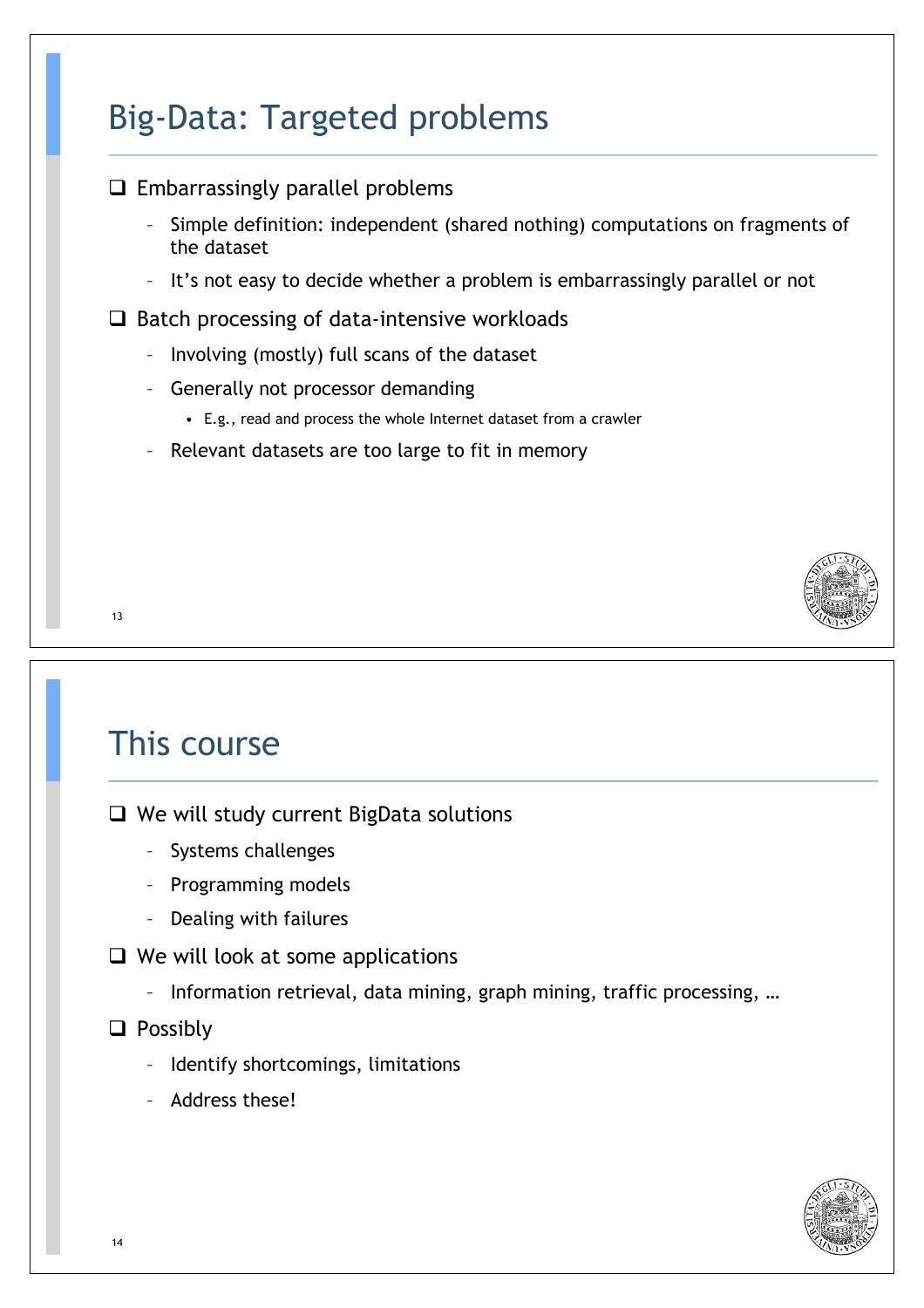## Big-Data: Targeted problems

- Embarrassingly parallel problems
  - Simple definition: independent (shared nothing) computations on fragments of the dataset
  - It's not easy to decide whether a problem is embarrassingly parallel or not
- Batch processing of data-intensive workloads
  - Involving (mostly) full scans of the dataset
  - Generally not processor demanding
    - E.g., read and process the whole Internet dataset from a crawler
  - Relevant datasets are too large to fit in memory

## This course

- We will study current BigData solutions
  - Systems challenges
  - Programming models
  - Dealing with failures
- We will look at some applications
  - Information retrieval, data mining, graph mining, traffic processing, …
- Possibly
  - Identify shortcomings, limitations
  - Address these!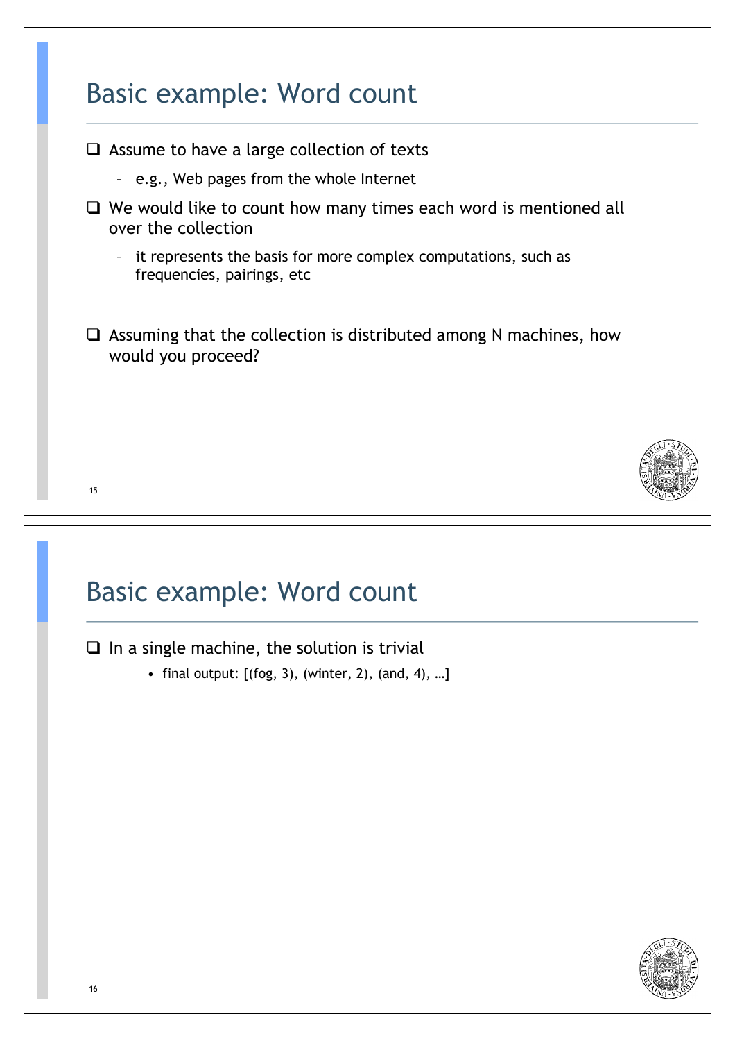# Basic example: Word count

- Assume to have a large collection of texts
  - e.g., Web pages from the whole Internet
- We would like to count how many times each word is mentioned all over the collection
  - it represents the basis for more complex computations, such as frequencies, pairings, etc
- Assuming that the collection is distributed among N machines, how would you proceed?

# Basic example: Word count

- In a single machine, the solution is trivial
  - final output: [(fog, 3), (winter, 2), (and, 4), …]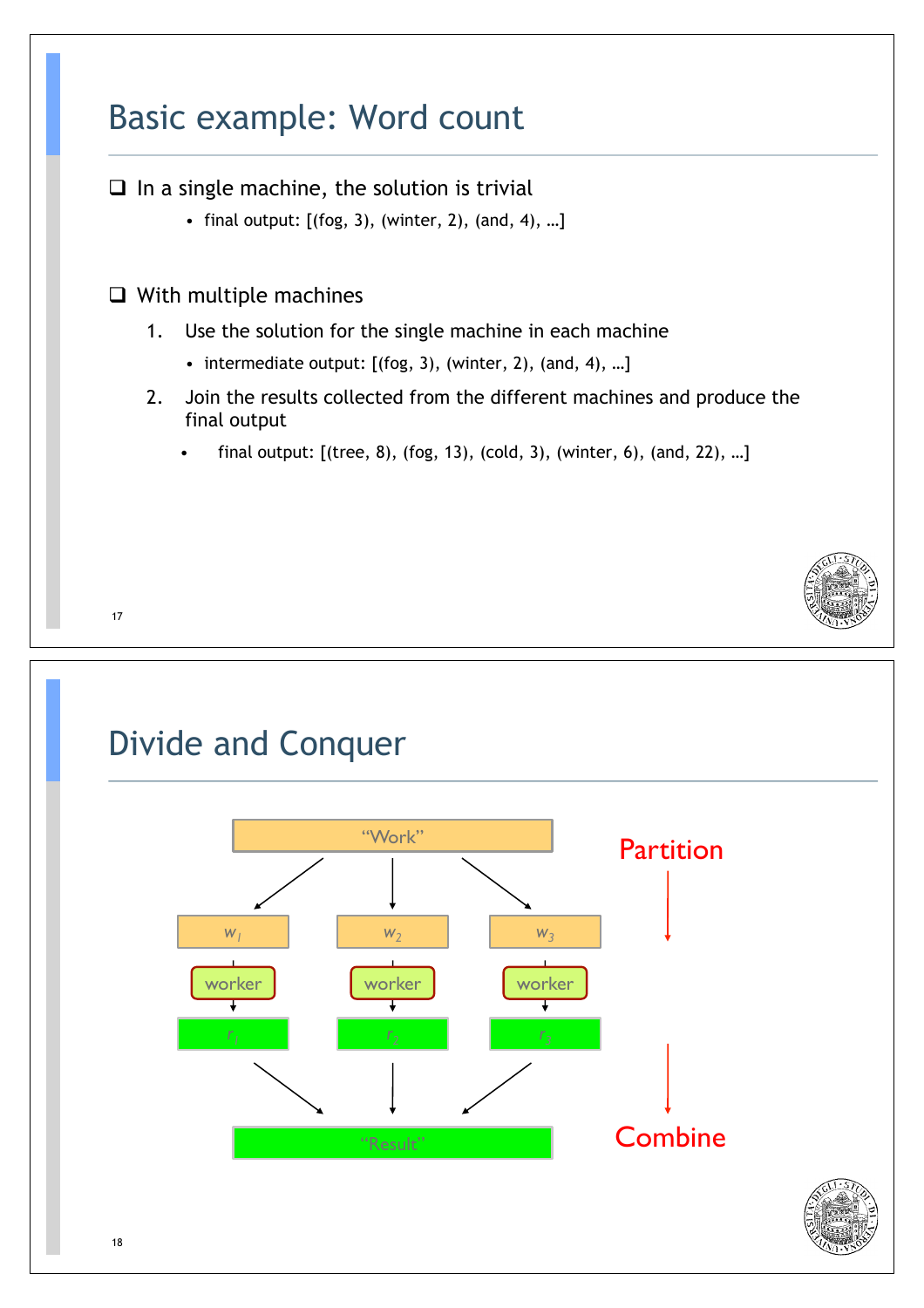## Basic example: Word count

- In a single machine, the solution is trivial
  - final output: [(fog, 3), (winter, 2), (and, 4), …]

- With multiple machines
  1. Use the solution for the single machine in each machine
     - intermediate output: [(fog, 3), (winter, 2), (and, 4), …]
  2. Join the results collected from the different machines and produce the final output
     - final output: [(tree, 8), (fog, 13), (cold, 3), (winter, 6), (and, 22), …]

## Divide and Conquer

"Work"

Partition

$w_1$ $w_2$ $w_3$

worker worker worker

$r_1$ $r_2$ $r_3$

"Result"

Combine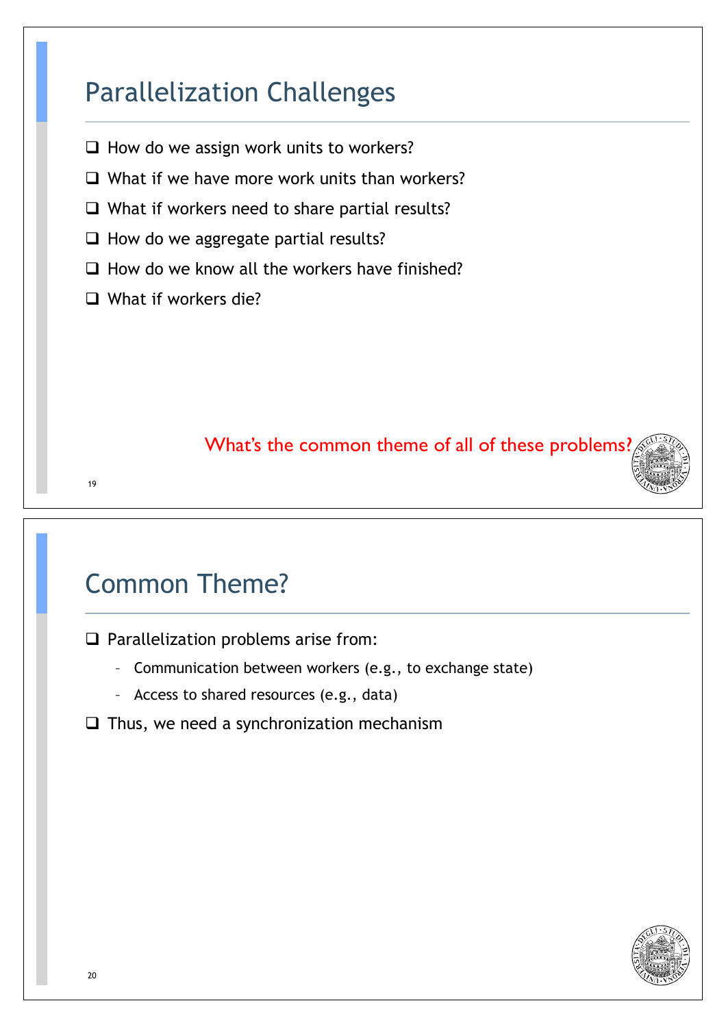## Parallelization Challenges

- How do we assign work units to workers?
- What if we have more work units than workers?
- What if workers need to share partial results?
- How do we aggregate partial results?
- How do we know all the workers have finished?
- What if workers die?

What's the common theme of all of these problems?

## Common Theme?

- Parallelization problems arise from:
  - Communication between workers (e.g., to exchange state)
  - Access to shared resources (e.g., data)
- Thus, we need a synchronization mechanism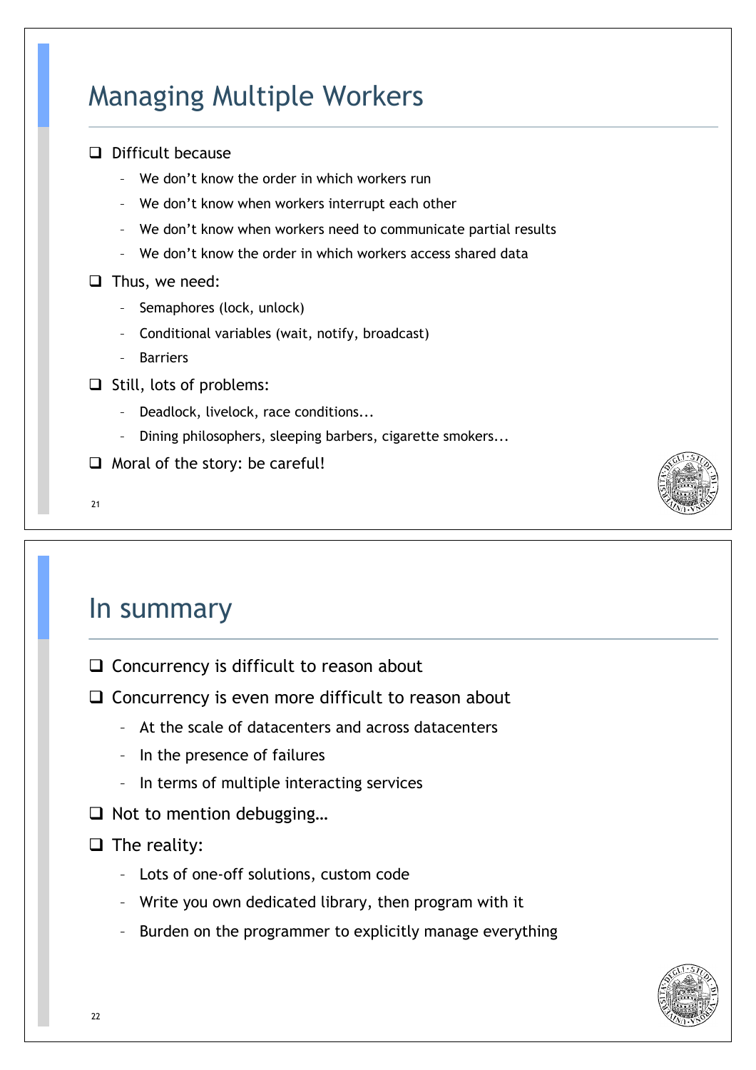## Managing Multiple Workers

- Difficult because
  - We don't know the order in which workers run
  - We don't know when workers interrupt each other
  - We don't know when workers need to communicate partial results
  - We don't know the order in which workers access shared data
- Thus, we need:
  - Semaphores (lock, unlock)
  - Conditional variables (wait, notify, broadcast)
  - Barriers
- Still, lots of problems:
  - Deadlock, livelock, race conditions...
  - Dining philosophers, sleeping barbers, cigarette smokers...
- Moral of the story: be careful!

## In summary

- Concurrency is difficult to reason about
- Concurrency is even more difficult to reason about
  - At the scale of datacenters and across datacenters
  - In the presence of failures
  - In terms of multiple interacting services
- Not to mention debugging…
- The reality:
  - Lots of one-off solutions, custom code
  - Write you own dedicated library, then program with it
  - Burden on the programmer to explicitly manage everything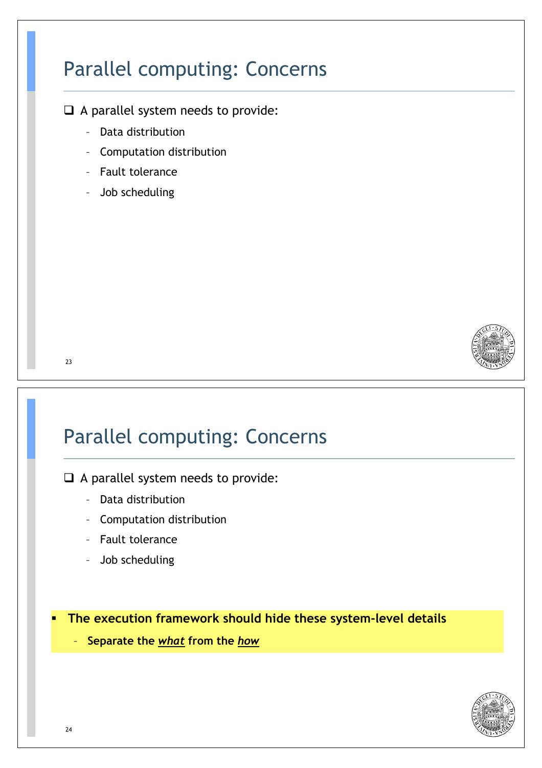## Parallel computing: Concerns

- A parallel system needs to provide:
  - Data distribution
  - Computation distribution
  - Fault tolerance
  - Job scheduling

## Parallel computing: Concerns

- A parallel system needs to provide:
  - Data distribution
  - Computation distribution
  - Fault tolerance
  - Job scheduling

- **The execution framework should hide these system-level details**
  - **Separate the *what* from the *how***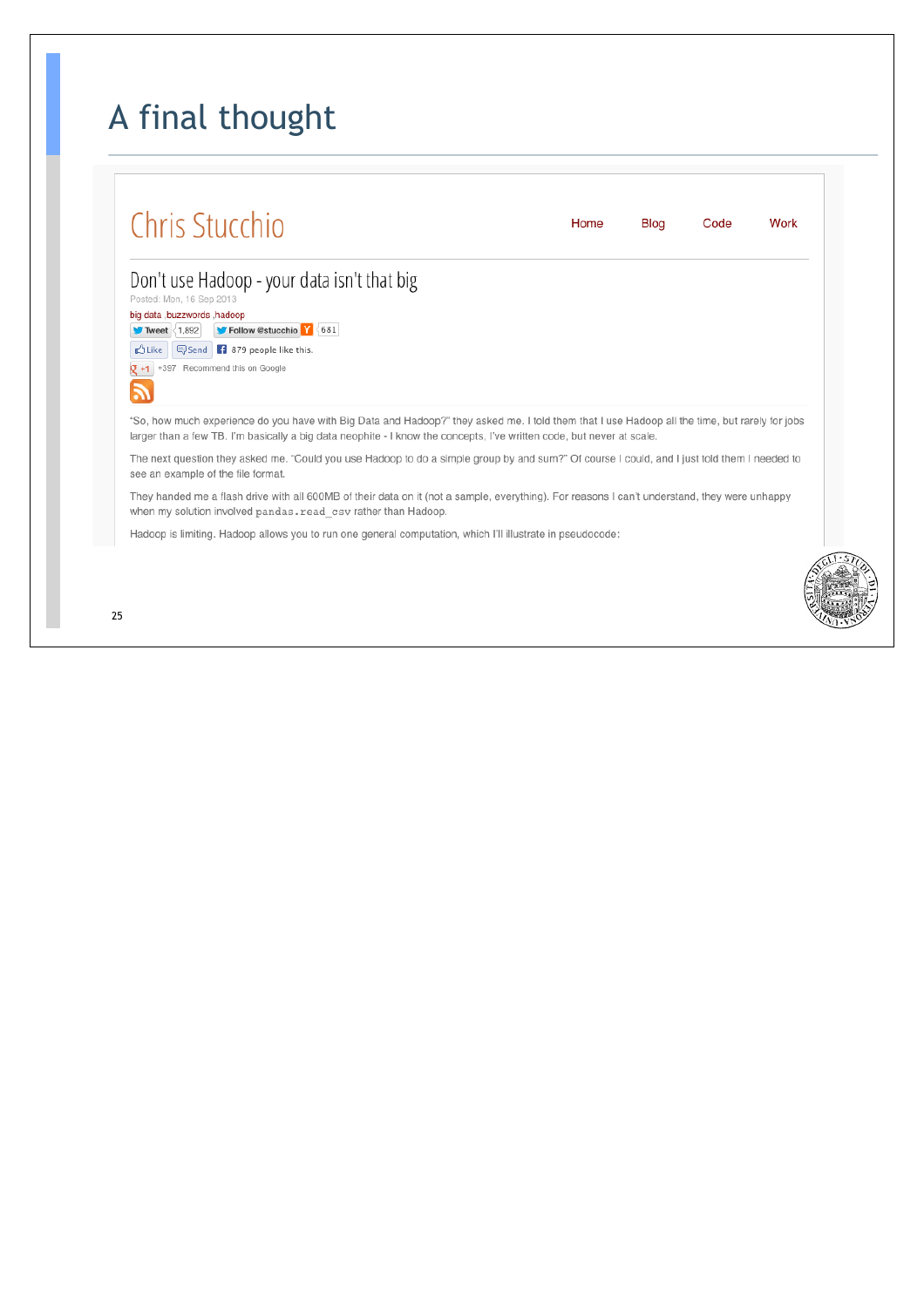# A final thought

Chris Stucchio

Home Blog Code Work

## Don't use Hadoop - your data isn't that big

Posted: Mon, 16 Sep 2013

big data ,buzzwords ,hadoop

Tweet 1,892 Follow @stucchio 681

Like Send 879 people like this.

+1 +397 Recommend this on Google

"So, how much experience do you have with Big Data and Hadoop?" they asked me. I told them that I use Hadoop all the time, but rarely for jobs larger than a few TB. I'm basically a big data neophite - I know the concepts, I've written code, but never at scale.

The next question they asked me. "Could you use Hadoop to do a simple group by and sum?" Of course I could, and I just told them I needed to see an example of the file format.

They handed me a flash drive with all 600MB of their data on it (not a sample, everything). For reasons I can't understand, they were unhappy when my solution involved `pandas.read_csv` rather than Hadoop.

Hadoop is limiting. Hadoop allows you to run one general computation, which I'll illustrate in pseudocode: